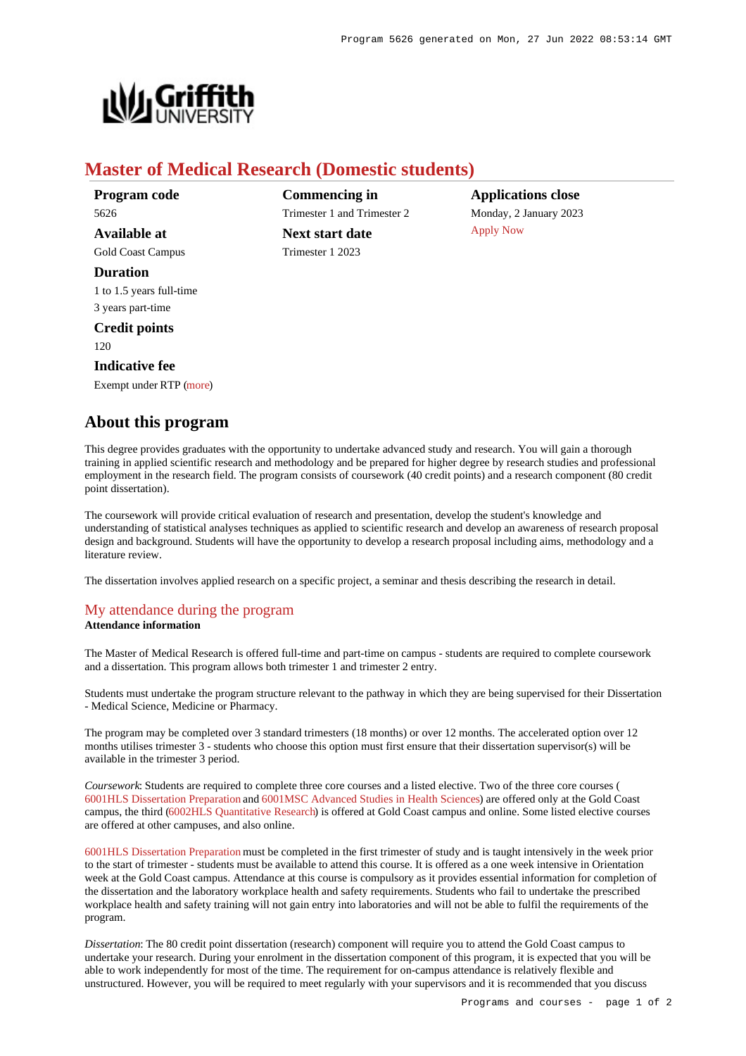# Master of Medical Research (Domestic students)

**Program code**
5626

**Available at**
Gold Coast Campus

**Duration**
1 to 1.5 years full-time
3 years part-time

**Credit points**
120

**Indicative fee**
Exempt under RTP (more)

**Commencing in**
Trimester 1 and Trimester 2

**Next start date**
Trimester 1 2023

**Applications close**
Monday, 2 January 2023
Apply Now

## About this program

This degree provides graduates with the opportunity to undertake advanced study and research. You will gain a thorough training in applied scientific research and methodology and be prepared for higher degree by research studies and professional employment in the research field. The program consists of coursework (40 credit points) and a research component (80 credit point dissertation).

The coursework will provide critical evaluation of research and presentation, develop the student's knowledge and understanding of statistical analyses techniques as applied to scientific research and develop an awareness of research proposal design and background. Students will have the opportunity to develop a research proposal including aims, methodology and a literature review.

The dissertation involves applied research on a specific project, a seminar and thesis describing the research in detail.

### My attendance during the program

**Attendance information**

The Master of Medical Research is offered full-time and part-time on campus - students are required to complete coursework and a dissertation. This program allows both trimester 1 and trimester 2 entry.

Students must undertake the program structure relevant to the pathway in which they are being supervised for their Dissertation - Medical Science, Medicine or Pharmacy.

The program may be completed over 3 standard trimesters (18 months) or over 12 months. The accelerated option over 12 months utilises trimester 3 - students who choose this option must first ensure that their dissertation supervisor(s) will be available in the trimester 3 period.

*Coursework*: Students are required to complete three core courses and a listed elective. Two of the three core courses ( 6001HLS Dissertation Preparation and 6001MSC Advanced Studies in Health Sciences) are offered only at the Gold Coast campus, the third (6002HLS Quantitative Research) is offered at Gold Coast campus and online. Some listed elective courses are offered at other campuses, and also online.

6001HLS Dissertation Preparation must be completed in the first trimester of study and is taught intensively in the week prior to the start of trimester - students must be available to attend this course. It is offered as a one week intensive in Orientation week at the Gold Coast campus. Attendance at this course is compulsory as it provides essential information for completion of the dissertation and the laboratory workplace health and safety requirements. Students who fail to undertake the prescribed workplace health and safety training will not gain entry into laboratories and will not be able to fulfil the requirements of the program.

*Dissertation*: The 80 credit point dissertation (research) component will require you to attend the Gold Coast campus to undertake your research. During your enrolment in the dissertation component of this program, it is expected that you will be able to work independently for most of the time. The requirement for on-campus attendance is relatively flexible and unstructured. However, you will be required to meet regularly with your supervisors and it is recommended that you discuss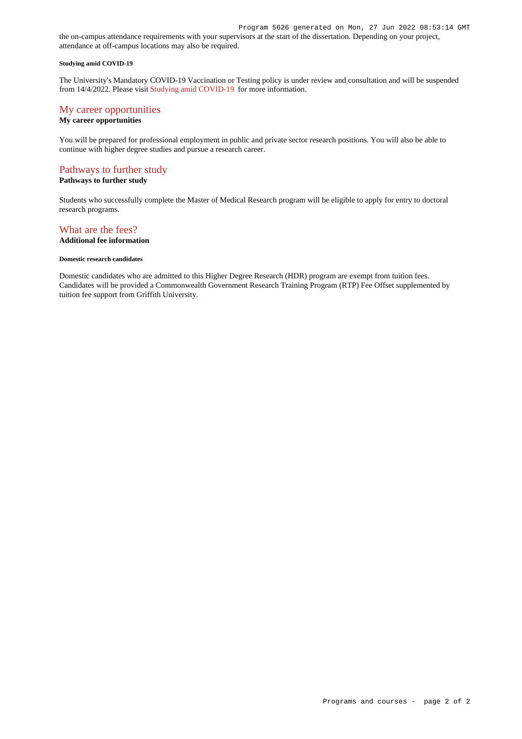the on-campus attendance requirements with your supervisors at the start of the dissertation. Depending on your project, attendance at off-campus locations may also be required.

#### Studying amid COVID-19

The University's Mandatory COVID-19 Vaccination or Testing policy is under review and consultation and will be suspended from 14/4/2022. Please visit Studying amid COVID-19 for more information.

## My career opportunities

**My career opportunities**

You will be prepared for professional employment in public and private sector research positions. You will also be able to continue with higher degree studies and pursue a research career.

## Pathways to further study

**Pathways to further study**

Students who successfully complete the Master of Medical Research program will be eligible to apply for entry to doctoral research programs.

## What are the fees?

**Additional fee information**

#### Domestic research candidates

Domestic candidates who are admitted to this Higher Degree Research (HDR) program are exempt from tuition fees. Candidates will be provided a Commonwealth Government Research Training Program (RTP) Fee Offset supplemented by tuition fee support from Griffith University.